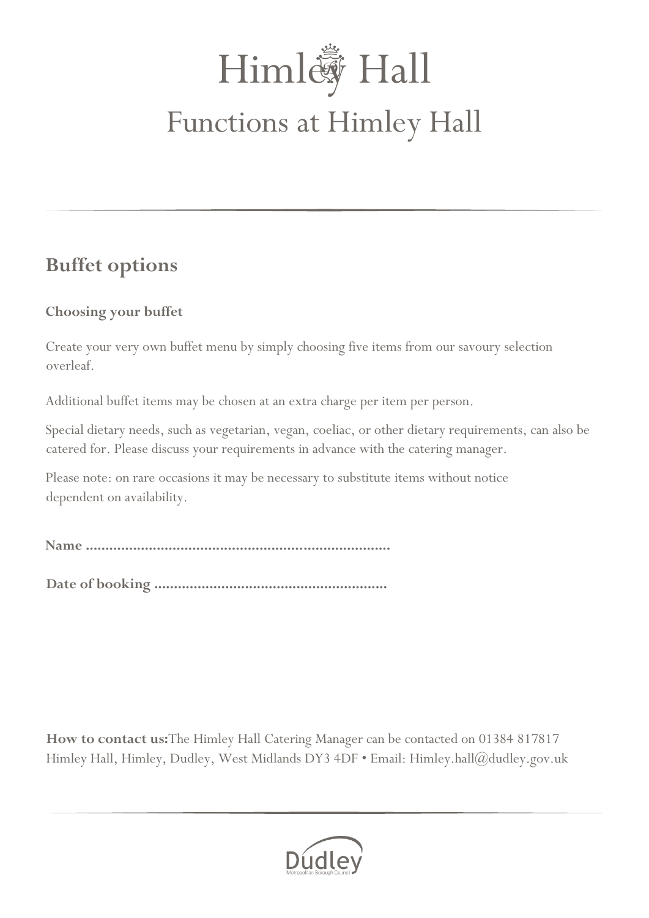# Himley Hall

## Functions at Himley Hall

---

## Buffet options

### Choosing your buffet

Create your very own buffet menu by simply choosing five items from our savoury selection overleaf.

Additional buffet items may be chosen at an extra charge per item per person.

Special dietary needs, such as vegetarian, vegan, coeliac, or other dietary requirements, can also be catered for. Please discuss your requirements in advance with the catering manager.

Please note: on rare occasions it may be necessary to substitute items without notice dependent on availability.

**Name ..............................................................................**

**Date of booking ..........................................................**

**How to contact us:**The Himley Hall Catering Manager can be contacted on 01384 817817
Himley Hall, Himley, Dudley, West Midlands DY3 4DF • Email: Himley.hall@dudley.gov.uk

---

Dudley
Metropolitan Borough Council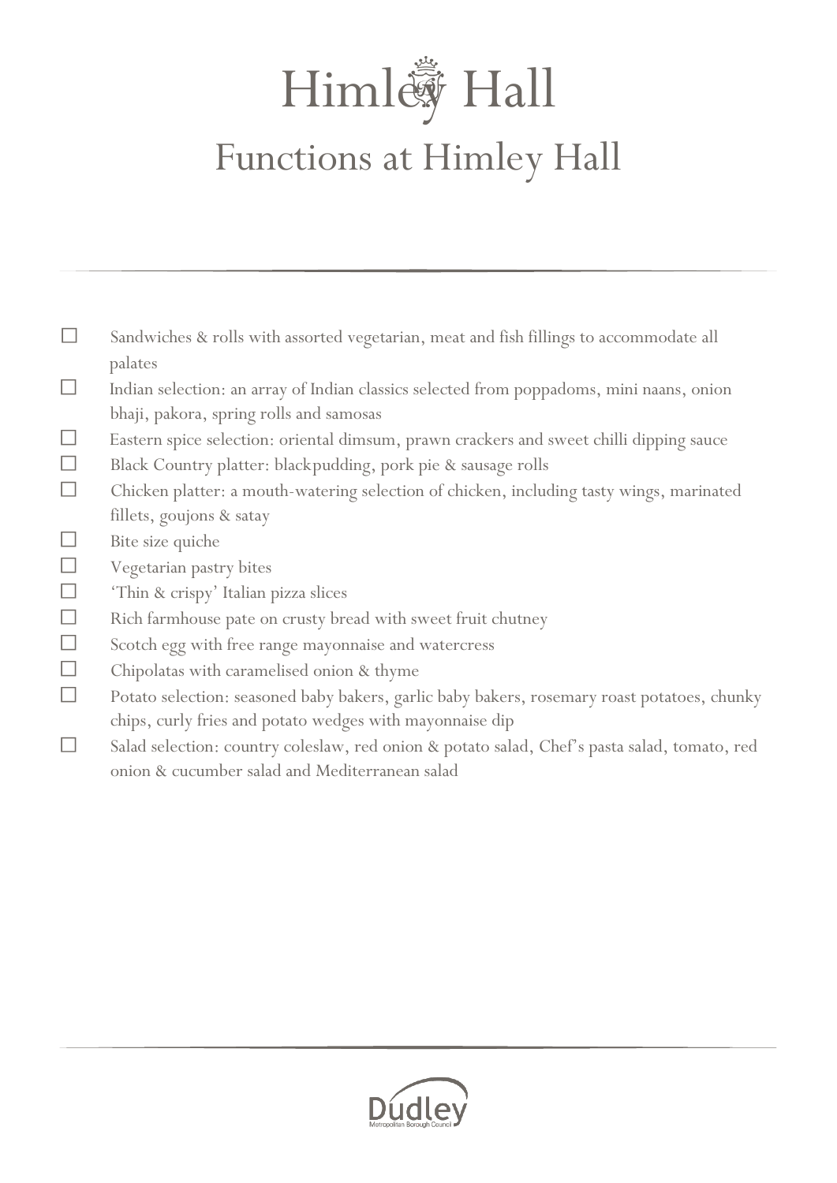# Himley Hall

## Functions at Himley Hall

- ☐ Sandwiches & rolls with assorted vegetarian, meat and fish fillings to accommodate all palates
- ☐ Indian selection: an array of Indian classics selected from poppadoms, mini naans, onion bhaji, pakora, spring rolls and samosas
- ☐ Eastern spice selection: oriental dimsum, prawn crackers and sweet chilli dipping sauce
- ☐ Black Country platter: blackpudding, pork pie & sausage rolls
- ☐ Chicken platter: a mouth-watering selection of chicken, including tasty wings, marinated fillets, goujons & satay
- ☐ Bite size quiche
- ☐ Vegetarian pastry bites
- ☐ 'Thin & crispy' Italian pizza slices
- ☐ Rich farmhouse pate on crusty bread with sweet fruit chutney
- ☐ Scotch egg with free range mayonnaise and watercress
- ☐ Chipolatas with caramelised onion & thyme
- ☐ Potato selection: seasoned baby bakers, garlic baby bakers, rosemary roast potatoes, chunky chips, curly fries and potato wedges with mayonnaise dip
- ☐ Salad selection: country coleslaw, red onion & potato salad, Chef's pasta salad, tomato, red onion & cucumber salad and Mediterranean salad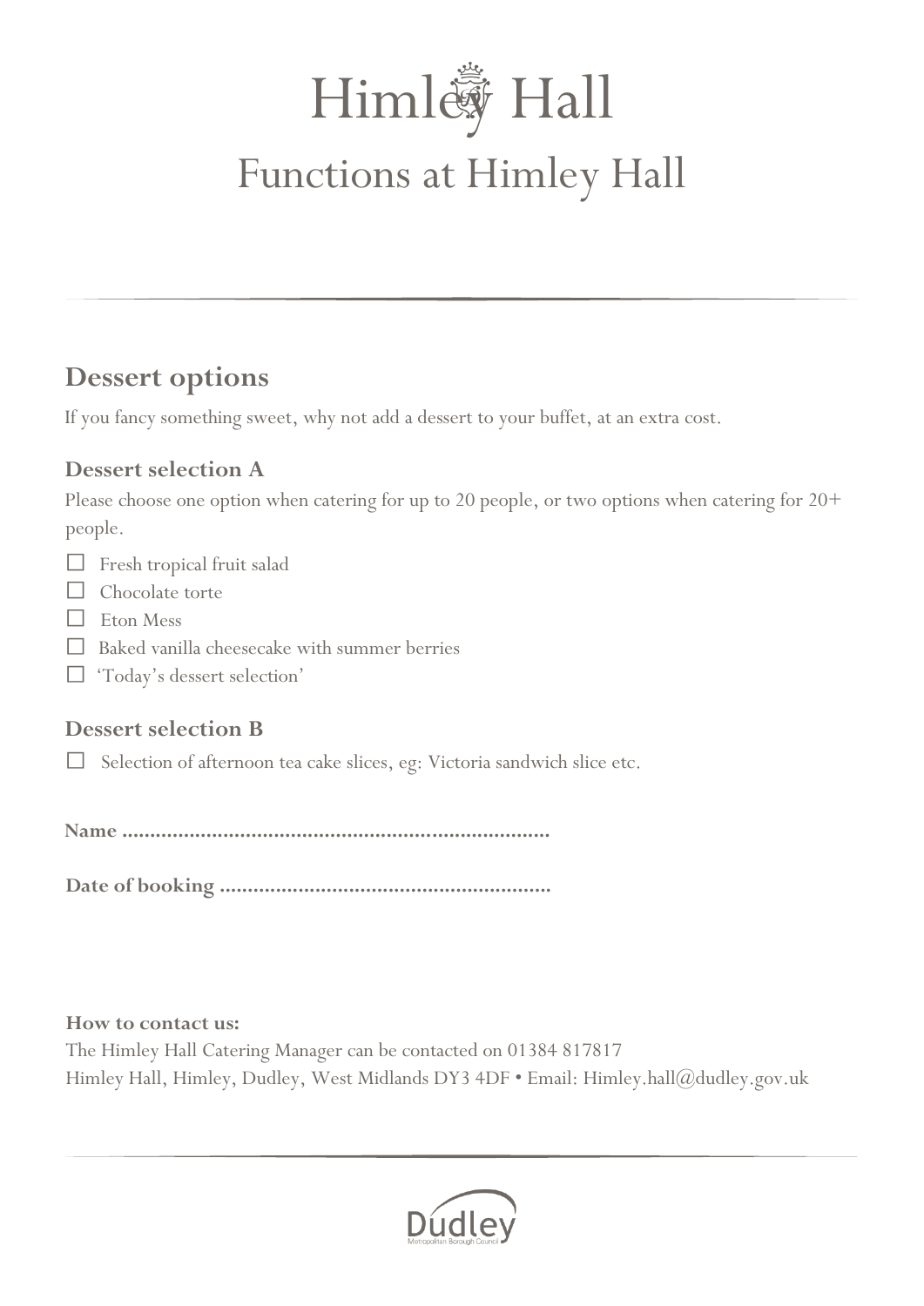# Himley Hall

## Functions at Himley Hall

## Dessert options

If you fancy something sweet, why not add a dessert to your buffet, at an extra cost.

### Dessert selection A

Please choose one option when catering for up to 20 people, or two options when catering for 20+ people.

- ☐ Fresh tropical fruit salad
- ☐ Chocolate torte
- ☐ Eton Mess
- ☐ Baked vanilla cheesecake with summer berries
- ☐ 'Today's dessert selection'

### Dessert selection B

- ☐ Selection of afternoon tea cake slices, eg: Victoria sandwich slice etc.

**Name ..........................................................................**

**Date of booking .........................................................**

**How to contact us:**

The Himley Hall Catering Manager can be contacted on 01384 817817

Himley Hall, Himley, Dudley, West Midlands DY3 4DF • Email: Himley.hall@dudley.gov.uk

Dudley Metropolitan Borough Council